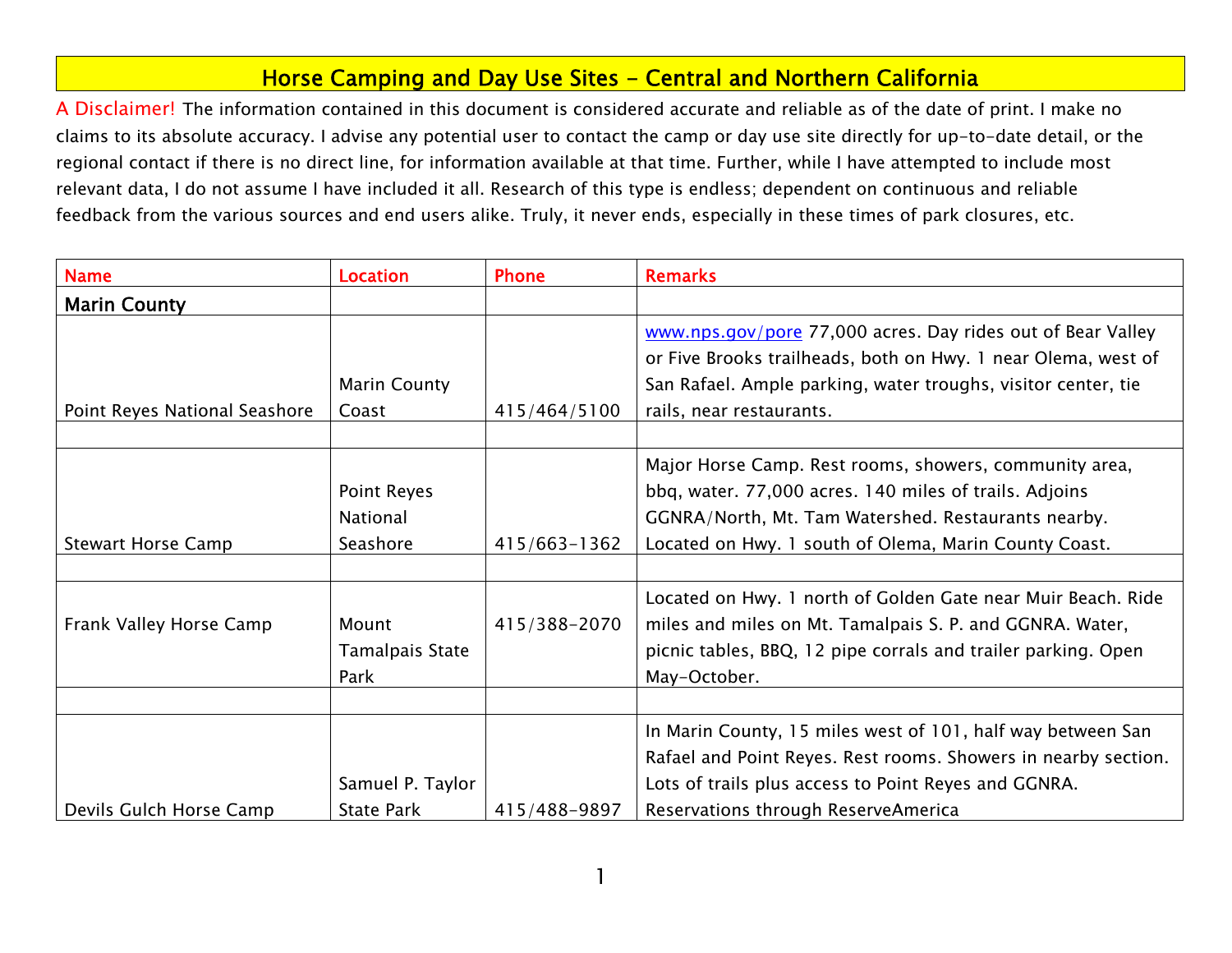# Horse Camping and Day Use Sites – Central and Northern California

A Disclaimer! The information contained in this document is considered accurate and reliable as of the date of print. I make no claims to its absolute accuracy. I advise any potential user to contact the camp or day use site directly for up-to-date detail, or the regional contact if there is no direct line, for information available at that time. Further, while I have attempted to include most relevant data, I do not assume I have included it all. Research of this type is endless; dependent on continuous and reliable feedback from the various sources and end users alike. Truly, it never ends, especially in these times of park closures, etc.

| Name | Location | Phone | Remarks |
|---|---|---|---|
| **Marin County** | | | |
| Point Reyes National Seashore | Marin County Coast | 415/464/5100 | www.nps.gov/pore 77,000 acres. Day rides out of Bear Valley or Five Brooks trailheads, both on Hwy. 1 near Olema, west of San Rafael. Ample parking, water troughs, visitor center, tie rails, near restaurants. |
| | | | |
| Stewart Horse Camp | Point Reyes National Seashore | 415/663-1362 | Major Horse Camp. Rest rooms, showers, community area, bbq, water. 77,000 acres. 140 miles of trails. Adjoins GGNRA/North, Mt. Tam Watershed. Restaurants nearby. Located on Hwy. 1 south of Olema, Marin County Coast. |
| | | | |
| Frank Valley Horse Camp | Mount Tamalpais State Park | 415/388-2070 | Located on Hwy. 1 north of Golden Gate near Muir Beach. Ride miles and miles on Mt. Tamalpais S. P. and GGNRA. Water, picnic tables, BBQ, 12 pipe corrals and trailer parking. Open May-October. |
| | | | |
| Devils Gulch Horse Camp | Samuel P. Taylor State Park | 415/488-9897 | In Marin County, 15 miles west of 101, half way between San Rafael and Point Reyes. Rest rooms. Showers in nearby section. Lots of trails plus access to Point Reyes and GGNRA. Reservations through ReserveAmerica |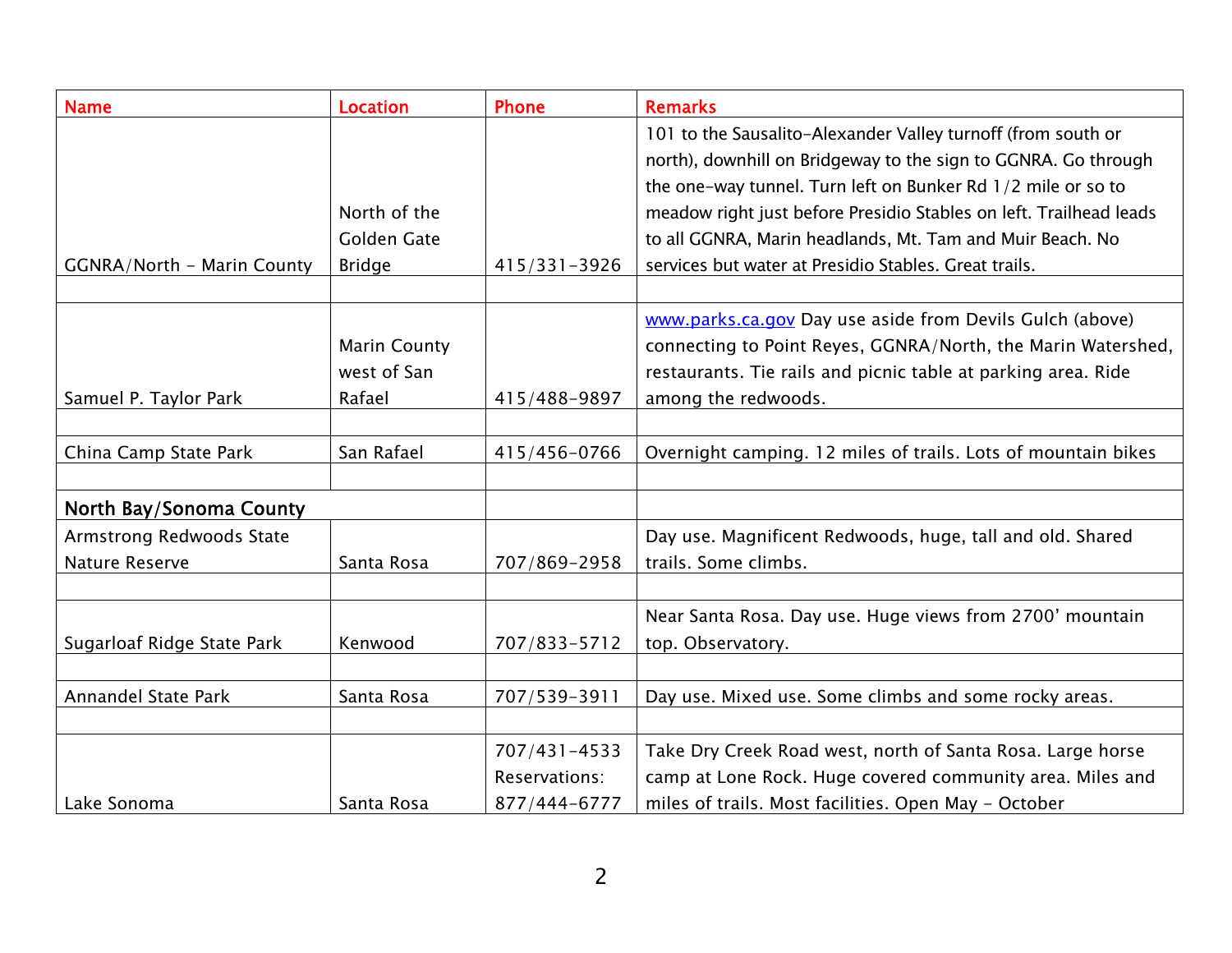| Name | Location | Phone | Remarks |
|---|---|---|---|
| GGNRA/North - Marin County | North of the Golden Gate Bridge | 415/331-3926 | 101 to the Sausalito-Alexander Valley turnoff (from south or north), downhill on Bridgeway to the sign to GGNRA. Go through the one-way tunnel. Turn left on Bunker Rd 1/2 mile or so to meadow right just before Presidio Stables on left. Trailhead leads to all GGNRA, Marin headlands, Mt. Tam and Muir Beach. No services but water at Presidio Stables. Great trails. |
| | | | |
| Samuel P. Taylor Park | Marin County west of San Rafael | 415/488-9897 | www.parks.ca.gov Day use aside from Devils Gulch (above) connecting to Point Reyes, GGNRA/North, the Marin Watershed, restaurants. Tie rails and picnic table at parking area. Ride among the redwoods. |
| | | | |
| China Camp State Park | San Rafael | 415/456-0766 | Overnight camping. 12 miles of trails. Lots of mountain bikes |
| | | | |
| **North Bay/Sonoma County** | | | |
| Armstrong Redwoods State Nature Reserve | Santa Rosa | 707/869-2958 | Day use. Magnificent Redwoods, huge, tall and old. Shared trails. Some climbs. |
| | | | |
| Sugarloaf Ridge State Park | Kenwood | 707/833-5712 | Near Santa Rosa. Day use. Huge views from 2700' mountain top. Observatory. |
| | | | |
| Annandel State Park | Santa Rosa | 707/539-3911 | Day use. Mixed use. Some climbs and some rocky areas. |
| | | | |
| Lake Sonoma | Santa Rosa | 707/431-4533 Reservations: 877/444-6777 | Take Dry Creek Road west, north of Santa Rosa. Large horse camp at Lone Rock. Huge covered community area. Miles and miles of trails. Most facilities. Open May - October |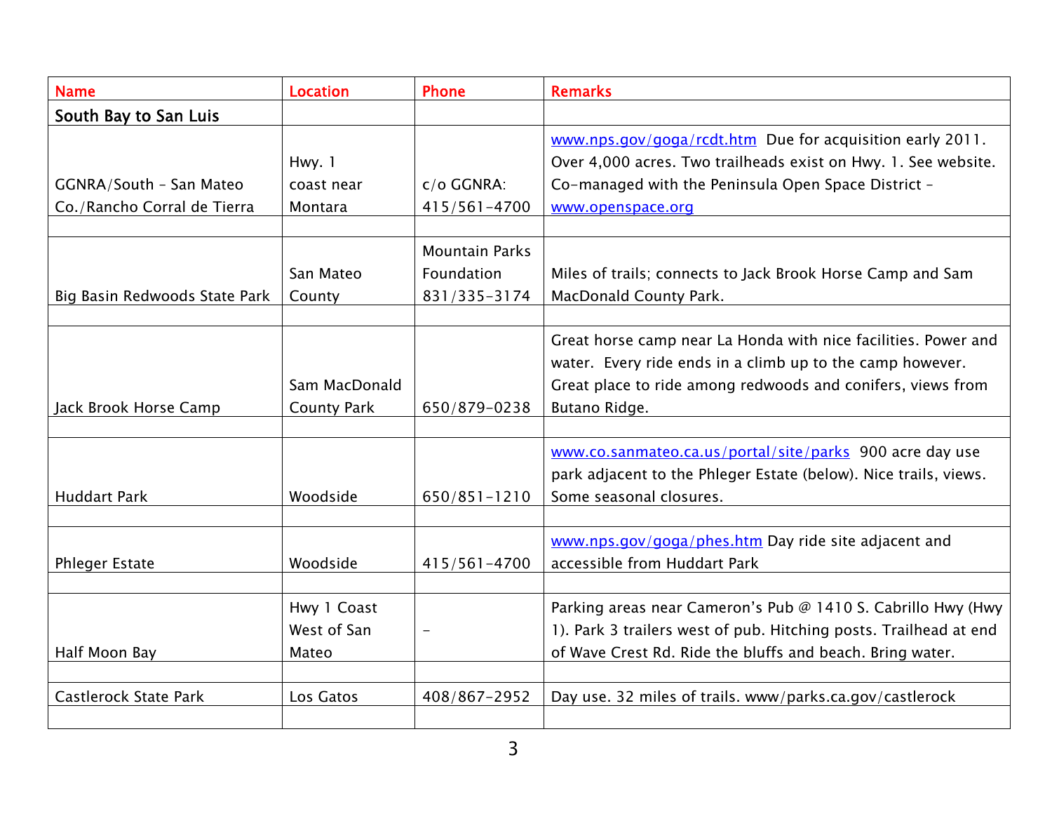| Name | Location | Phone | Remarks |
|---|---|---|---|
| **South Bay to San Luis** | | | |
| GGNRA/South – San Mateo Co./Rancho Corral de Tierra | Hwy. 1 coast near Montara | c/o GGNRA: 415/561-4700 | www.nps.gov/goga/rcdt.htm Due for acquisition early 2011. Over 4,000 acres. Two trailheads exist on Hwy. 1. See website. Co-managed with the Peninsula Open Space District – www.openspace.org |
| | | | |
| Big Basin Redwoods State Park | San Mateo County | Mountain Parks Foundation 831/335-3174 | Miles of trails; connects to Jack Brook Horse Camp and Sam MacDonald County Park. |
| | | | |
| Jack Brook Horse Camp | Sam MacDonald County Park | 650/879-0238 | Great horse camp near La Honda with nice facilities. Power and water. Every ride ends in a climb up to the camp however. Great place to ride among redwoods and conifers, views from Butano Ridge. |
| | | | |
| Huddart Park | Woodside | 650/851-1210 | www.co.sanmateo.ca.us/portal/site/parks 900 acre day use park adjacent to the Phleger Estate (below). Nice trails, views. Some seasonal closures. |
| | | | |
| Phleger Estate | Woodside | 415/561-4700 | www.nps.gov/goga/phes.htm Day ride site adjacent and accessible from Huddart Park |
| | | | |
| Half Moon Bay | Hwy 1 Coast West of San Mateo | - | Parking areas near Cameron's Pub @ 1410 S. Cabrillo Hwy (Hwy 1). Park 3 trailers west of pub. Hitching posts. Trailhead at end of Wave Crest Rd. Ride the bluffs and beach. Bring water. |
| | | | |
| Castlerock State Park | Los Gatos | 408/867-2952 | Day use. 32 miles of trails. www/parks.ca.gov/castlerock |
| | | | |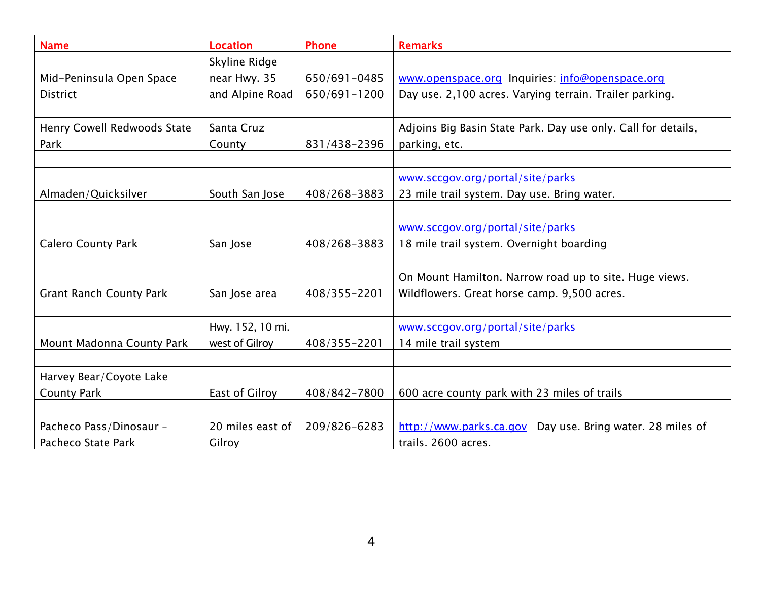| Name | Location | Phone | Remarks |
|---|---|---|---|
| Mid-Peninsula Open Space District | Skyline Ridge near Hwy. 35 and Alpine Road | 650/691-0485 650/691-1200 | www.openspace.org Inquiries: info@openspace.org Day use. 2,100 acres. Varying terrain. Trailer parking. |
| | | | |
| Henry Cowell Redwoods State Park | Santa Cruz County | 831/438-2396 | Adjoins Big Basin State Park. Day use only. Call for details, parking, etc. |
| | | | |
| Almaden/Quicksilver | South San Jose | 408/268-3883 | www.sccgov.org/portal/site/parks 23 mile trail system. Day use. Bring water. |
| | | | |
| Calero County Park | San Jose | 408/268-3883 | www.sccgov.org/portal/site/parks 18 mile trail system. Overnight boarding |
| | | | |
| Grant Ranch County Park | San Jose area | 408/355-2201 | On Mount Hamilton. Narrow road up to site. Huge views. Wildflowers. Great horse camp. 9,500 acres. |
| | | | |
| Mount Madonna County Park | Hwy. 152, 10 mi. west of Gilroy | 408/355-2201 | www.sccgov.org/portal/site/parks 14 mile trail system |
| | | | |
| Harvey Bear/Coyote Lake County Park | East of Gilroy | 408/842-7800 | 600 acre county park with 23 miles of trails |
| | | | |
| Pacheco Pass/Dinosaur - Pacheco State Park | 20 miles east of Gilroy | 209/826-6283 | http://www.parks.ca.gov Day use. Bring water. 28 miles of trails. 2600 acres. |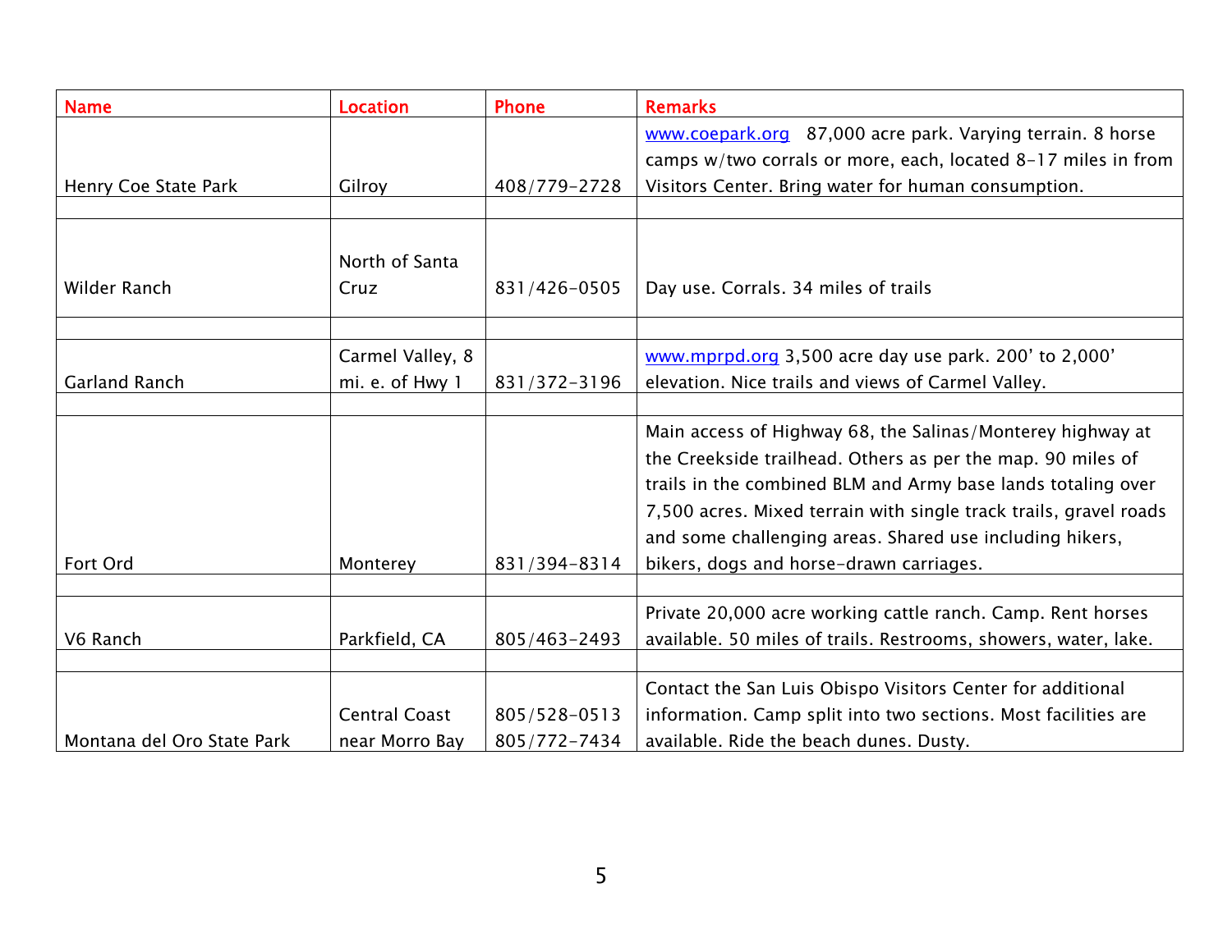| Name | Location | Phone | Remarks |
|---|---|---|---|
| Henry Coe State Park | Gilroy | 408/779-2728 | www.coepark.org 87,000 acre park. Varying terrain. 8 horse camps w/two corrals or more, each, located 8-17 miles in from Visitors Center. Bring water for human consumption. |
| | | | |
| Wilder Ranch | North of Santa Cruz | 831/426-0505 | Day use. Corrals. 34 miles of trails |
| | | | |
| Garland Ranch | Carmel Valley, 8 mi. e. of Hwy 1 | 831/372-3196 | www.mprpd.org 3,500 acre day use park. 200' to 2,000' elevation. Nice trails and views of Carmel Valley. |
| | | | |
| Fort Ord | Monterey | 831/394-8314 | Main access of Highway 68, the Salinas/Monterey highway at the Creekside trailhead. Others as per the map. 90 miles of trails in the combined BLM and Army base lands totaling over 7,500 acres. Mixed terrain with single track trails, gravel roads and some challenging areas. Shared use including hikers, bikers, dogs and horse-drawn carriages. |
| | | | |
| V6 Ranch | Parkfield, CA | 805/463-2493 | Private 20,000 acre working cattle ranch. Camp. Rent horses available. 50 miles of trails. Restrooms, showers, water, lake. |
| | | | |
| Montana del Oro State Park | Central Coast near Morro Bay | 805/528-0513 805/772-7434 | Contact the San Luis Obispo Visitors Center for additional information. Camp split into two sections. Most facilities are available. Ride the beach dunes. Dusty. |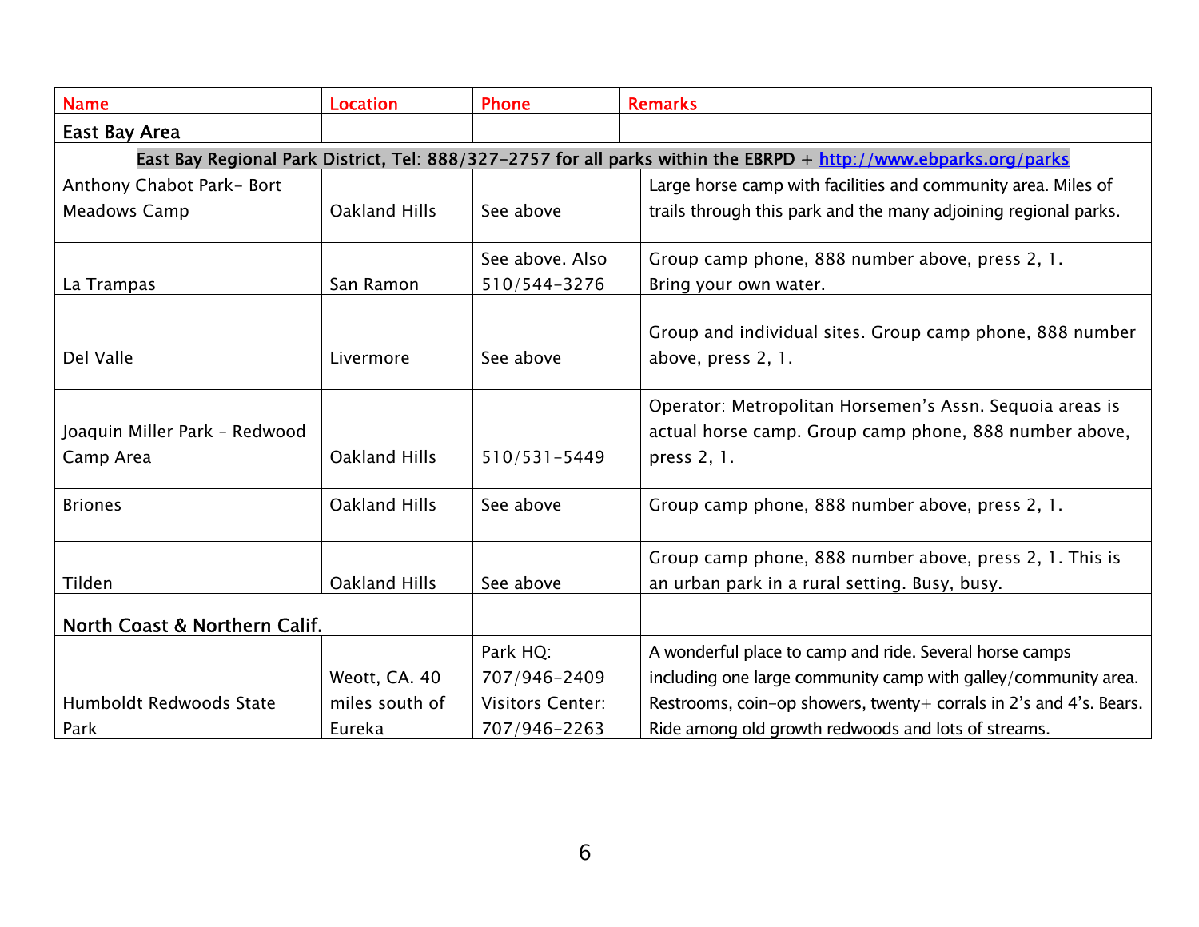| Name | Location | Phone | Remarks |
|---|---|---|---|
| **East Bay Area** | | | |
| **East Bay Regional Park District, Tel: 888/327-2757 for all parks within the EBRPD + http://www.ebparks.org/parks** | | | |
| Anthony Chabot Park- Bort Meadows Camp | Oakland Hills | See above | Large horse camp with facilities and community area. Miles of trails through this park and the many adjoining regional parks. |
| | | | |
| La Trampas | San Ramon | See above. Also 510/544-3276 | Group camp phone, 888 number above, press 2, 1. Bring your own water. |
| | | | |
| Del Valle | Livermore | See above | Group and individual sites. Group camp phone, 888 number above, press 2, 1. |
| | | | |
| Joaquin Miller Park - Redwood Camp Area | Oakland Hills | 510/531-5449 | Operator: Metropolitan Horsemen's Assn. Sequoia areas is actual horse camp. Group camp phone, 888 number above, press 2, 1. |
| | | | |
| Briones | Oakland Hills | See above | Group camp phone, 888 number above, press 2, 1. |
| | | | |
| Tilden | Oakland Hills | See above | Group camp phone, 888 number above, press 2, 1. This is an urban park in a rural setting. Busy, busy. |
| **North Coast & Northern Calif.** | | | |
| Humboldt Redwoods State Park | Weott, CA. 40 miles south of Eureka | Park HQ: 707/946-2409 Visitors Center: 707/946-2263 | A wonderful place to camp and ride. Several horse camps including one large community camp with galley/community area. Restrooms, coin-op showers, twenty+ corrals in 2's and 4's. Bears. Ride among old growth redwoods and lots of streams. |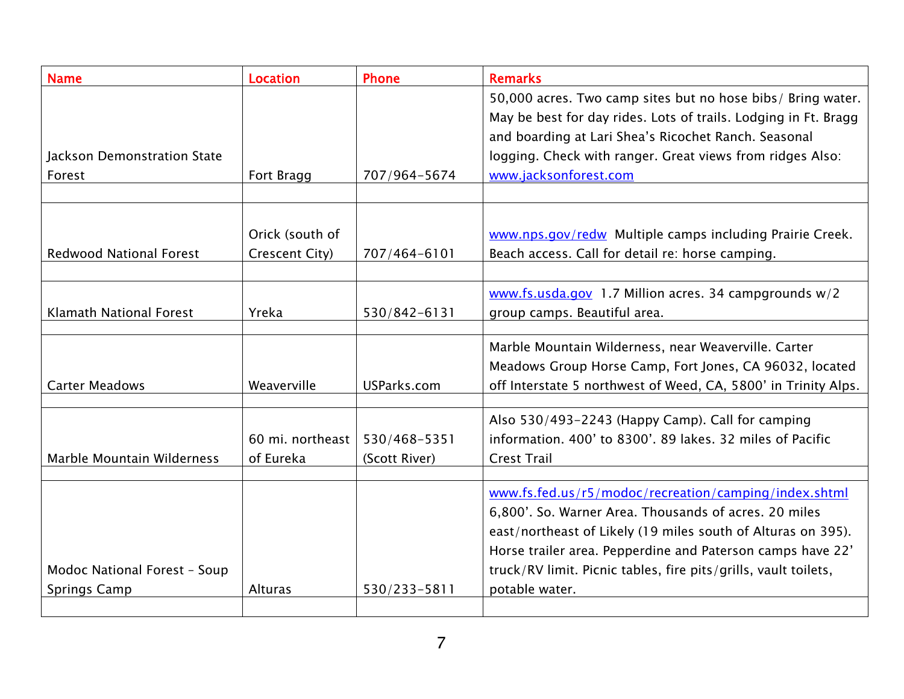| Name | Location | Phone | Remarks |
|---|---|---|---|
| Jackson Demonstration State Forest | Fort Bragg | 707/964-5674 | 50,000 acres. Two camp sites but no hose bibs/ Bring water. May be best for day rides. Lots of trails. Lodging in Ft. Bragg and boarding at Lari Shea's Ricochet Ranch. Seasonal logging. Check with ranger. Great views from ridges Also: www.jacksonforest.com |
| | | | |
| Redwood National Forest | Orick (south of Crescent City) | 707/464-6101 | www.nps.gov/redw Multiple camps including Prairie Creek. Beach access. Call for detail re: horse camping. |
| | | | |
| Klamath National Forest | Yreka | 530/842-6131 | www.fs.usda.gov 1.7 Million acres. 34 campgrounds w/2 group camps. Beautiful area. |
| | | | |
| Carter Meadows | Weaverville | USParks.com | Marble Mountain Wilderness, near Weaverville. Carter Meadows Group Horse Camp, Fort Jones, CA 96032, located off Interstate 5 northwest of Weed, CA, 5800' in Trinity Alps. |
| | | | |
| Marble Mountain Wilderness | 60 mi. northeast of Eureka | 530/468-5351 (Scott River) | Also 530/493-2243 (Happy Camp). Call for camping information. 400' to 8300'. 89 lakes. 32 miles of Pacific Crest Trail |
| | | | |
| Modoc National Forest - Soup Springs Camp | Alturas | 530/233-5811 | www.fs.fed.us/r5/modoc/recreation/camping/index.shtml 6,800'. So. Warner Area. Thousands of acres. 20 miles east/northeast of Likely (19 miles south of Alturas on 395). Horse trailer area. Pepperdine and Paterson camps have 22' truck/RV limit. Picnic tables, fire pits/grills, vault toilets, potable water. |
| | | | |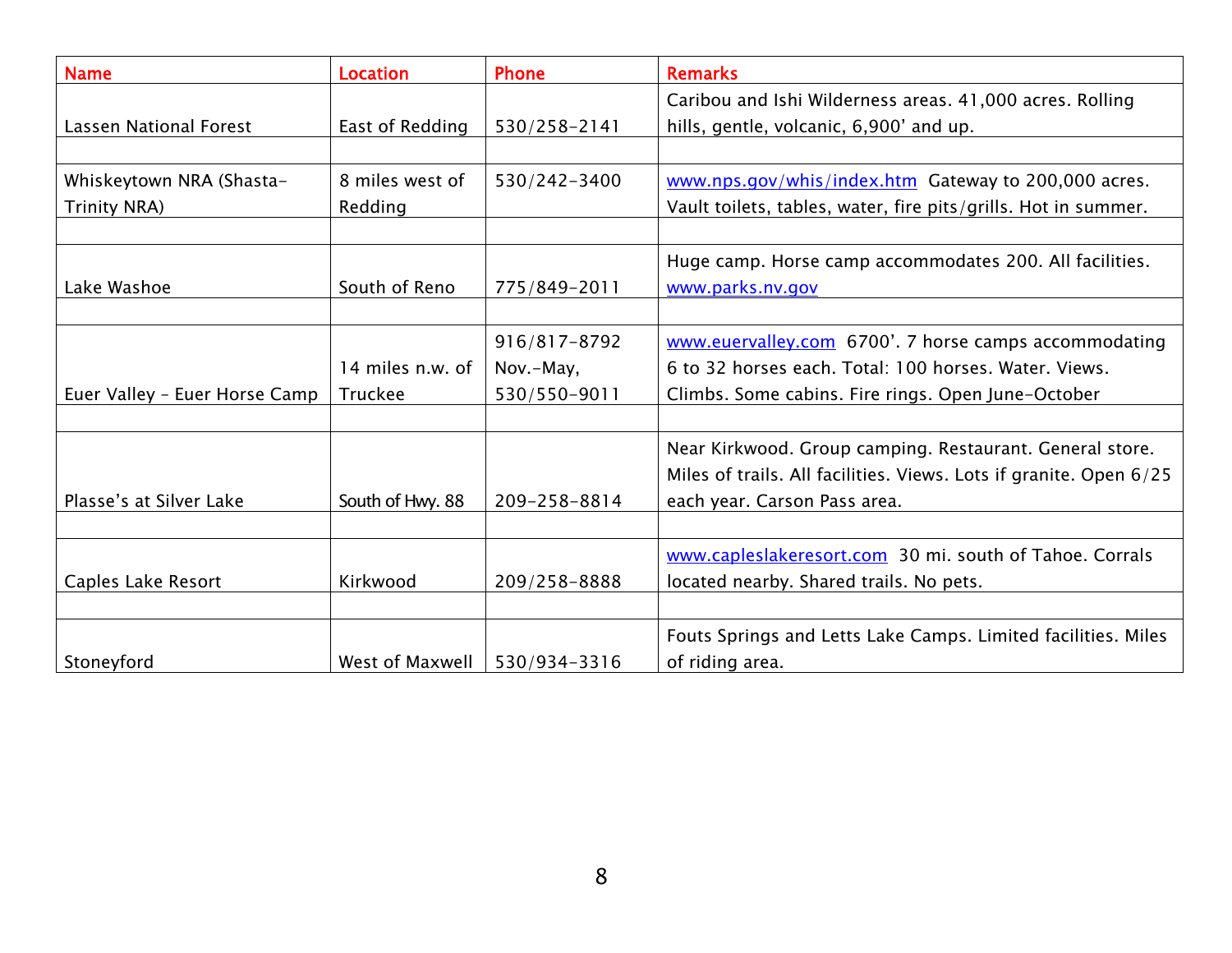| Name | Location | Phone | Remarks |
| --- | --- | --- | --- |
| Lassen National Forest | East of Redding | 530/258-2141 | Caribou and Ishi Wilderness areas. 41,000 acres. Rolling hills, gentle, volcanic, 6,900' and up. |
| | | | |
| Whiskeytown NRA (Shasta-Trinity NRA) | 8 miles west of Redding | 530/242-3400 | www.nps.gov/whis/index.htm Gateway to 200,000 acres. Vault toilets, tables, water, fire pits/grills. Hot in summer. |
| | | | |
| Lake Washoe | South of Reno | 775/849-2011 | Huge camp. Horse camp accommodates 200. All facilities. www.parks.nv.gov |
| | | | |
| Euer Valley - Euer Horse Camp | 14 miles n.w. of Truckee | 916/817-8792 Nov.-May, 530/550-9011 | www.euervalley.com 6700'. 7 horse camps accommodating 6 to 32 horses each. Total: 100 horses. Water. Views. Climbs. Some cabins. Fire rings. Open June-October |
| | | | |
| Plasse's at Silver Lake | South of Hwy. 88 | 209-258-8814 | Near Kirkwood. Group camping. Restaurant. General store. Miles of trails. All facilities. Views. Lots if granite. Open 6/25 each year. Carson Pass area. |
| | | | |
| Caples Lake Resort | Kirkwood | 209/258-8888 | www.capleslakeresort.com 30 mi. south of Tahoe. Corrals located nearby. Shared trails. No pets. |
| | | | |
| Stoneyford | West of Maxwell | 530/934-3316 | Fouts Springs and Letts Lake Camps. Limited facilities. Miles of riding area. |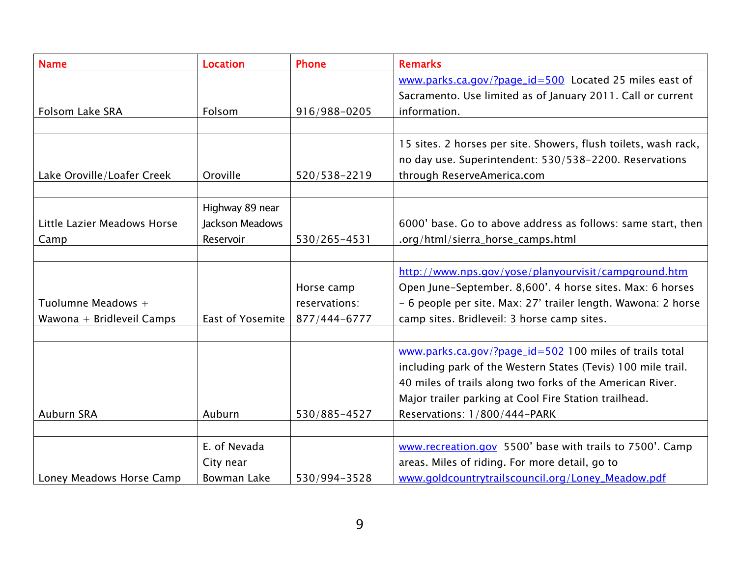| Name | Location | Phone | Remarks |
|---|---|---|---|
| Folsom Lake SRA | Folsom | 916/988-0205 | www.parks.ca.gov/?page_id=500 Located 25 miles east of Sacramento. Use limited as of January 2011. Call or current information. |
| | | | |
| Lake Oroville/Loafer Creek | Oroville | 520/538-2219 | 15 sites. 2 horses per site. Showers, flush toilets, wash rack, no day use. Superintendent: 530/538-2200. Reservations through ReserveAmerica.com |
| | | | |
| Little Lazier Meadows Horse Camp | Highway 89 near Jackson Meadows Reservoir | 530/265-4531 | 6000' base. Go to above address as follows: same start, then .org/html/sierra_horse_camps.html |
| | | | |
| Tuolumne Meadows + Wawona + Bridleveil Camps | East of Yosemite | Horse camp reservations: 877/444-6777 | http://www.nps.gov/yose/planyourvisit/campground.htm Open June-September. 8,600'. 4 horse sites. Max: 6 horses - 6 people per site. Max: 27' trailer length. Wawona: 2 horse camp sites. Bridleveil: 3 horse camp sites. |
| | | | |
| Auburn SRA | Auburn | 530/885-4527 | www.parks.ca.gov/?page_id=502 100 miles of trails total including park of the Western States (Tevis) 100 mile trail. 40 miles of trails along two forks of the American River. Major trailer parking at Cool Fire Station trailhead. Reservations: 1/800/444-PARK |
| | | | |
| Loney Meadows Horse Camp | E. of Nevada City near Bowman Lake | 530/994-3528 | www.recreation.gov 5500' base with trails to 7500'. Camp areas. Miles of riding. For more detail, go to www.goldcountrytrailscouncil.org/Loney_Meadow.pdf |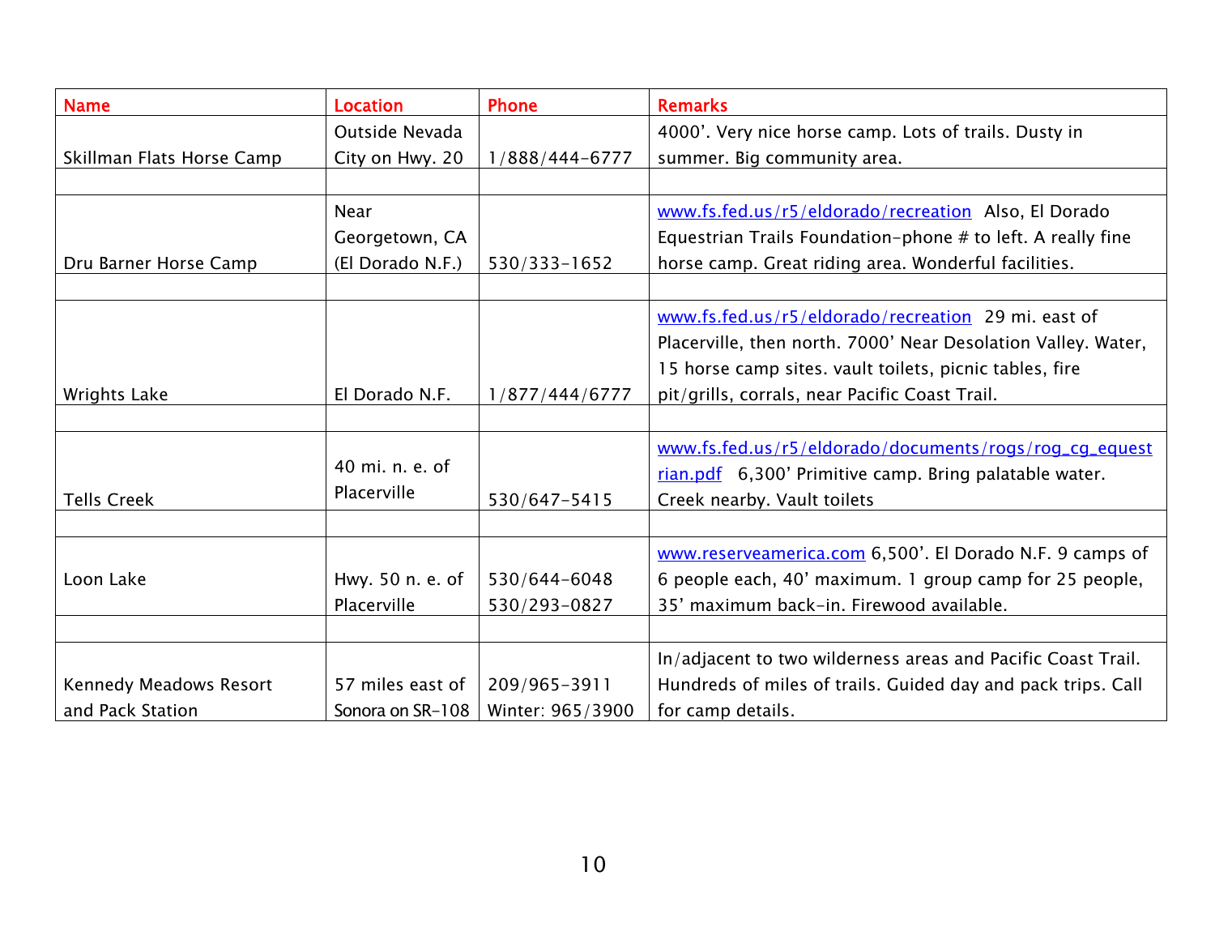| Name | Location | Phone | Remarks |
|---|---|---|---|
| Skillman Flats Horse Camp | Outside Nevada City on Hwy. 20 | 1/888/444-6777 | 4000'. Very nice horse camp. Lots of trails. Dusty in summer. Big community area. |
| | | | |
| Dru Barner Horse Camp | Near Georgetown, CA (El Dorado N.F.) | 530/333-1652 | www.fs.fed.us/r5/eldorado/recreation Also, El Dorado Equestrian Trails Foundation-phone # to left. A really fine horse camp. Great riding area. Wonderful facilities. |
| | | | |
| Wrights Lake | El Dorado N.F. | 1/877/444/6777 | www.fs.fed.us/r5/eldorado/recreation 29 mi. east of Placerville, then north. 7000' Near Desolation Valley. Water, 15 horse camp sites. vault toilets, picnic tables, fire pit/grills, corrals, near Pacific Coast Trail. |
| | | | |
| Tells Creek | 40 mi. n. e. of Placerville | 530/647-5415 | www.fs.fed.us/r5/eldorado/documents/rogs/rog_cg_equestrian.pdf 6,300' Primitive camp. Bring palatable water. Creek nearby. Vault toilets |
| | | | |
| Loon Lake | Hwy. 50 n. e. of Placerville | 530/644-6048 530/293-0827 | www.reserveamerica.com 6,500'. El Dorado N.F. 9 camps of 6 people each, 40' maximum. 1 group camp for 25 people, 35' maximum back-in. Firewood available. |
| | | | |
| Kennedy Meadows Resort and Pack Station | 57 miles east of Sonora on SR-108 | 209/965-3911 Winter: 965/3900 | In/adjacent to two wilderness areas and Pacific Coast Trail. Hundreds of miles of trails. Guided day and pack trips. Call for camp details. |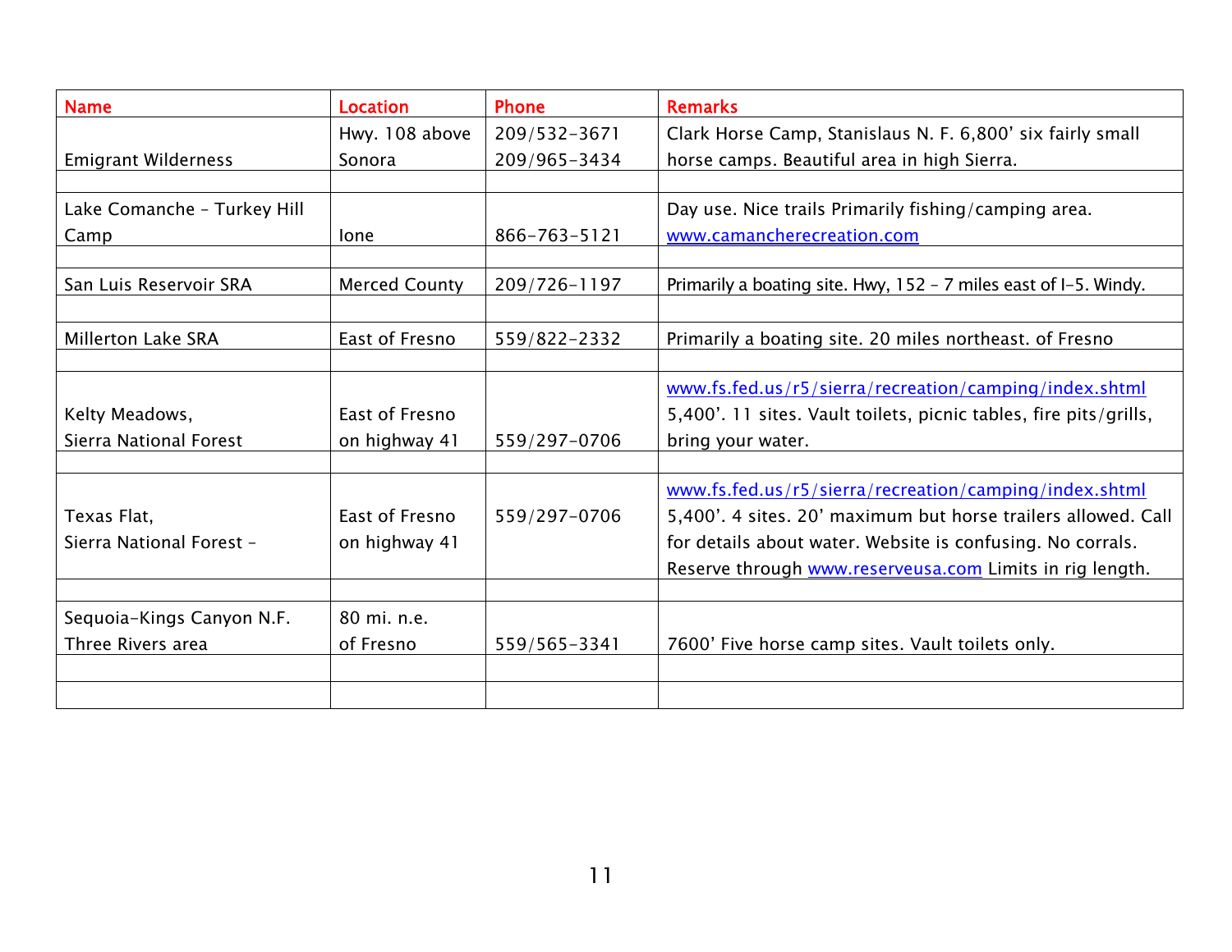| Name | Location | Phone | Remarks |
|---|---|---|---|
| Emigrant Wilderness | Hwy. 108 above Sonora | 209/532-3671 209/965-3434 | Clark Horse Camp, Stanislaus N. F. 6,800' six fairly small horse camps. Beautiful area in high Sierra. |
| | | | |
| Lake Comanche - Turkey Hill Camp | Ione | 866-763-5121 | Day use. Nice trails Primarily fishing/camping area. www.camancherecreation.com |
| | | | |
| San Luis Reservoir SRA | Merced County | 209/726-1197 | Primarily a boating site. Hwy, 152 – 7 miles east of I-5. Windy. |
| | | | |
| Millerton Lake SRA | East of Fresno | 559/822-2332 | Primarily a boating site. 20 miles northeast. of Fresno |
| | | | |
| Kelty Meadows, Sierra National Forest | East of Fresno on highway 41 | 559/297-0706 | www.fs.fed.us/r5/sierra/recreation/camping/index.shtml 5,400'. 11 sites. Vault toilets, picnic tables, fire pits/grills, bring your water. |
| | | | |
| Texas Flat, Sierra National Forest - | East of Fresno on highway 41 | 559/297-0706 | www.fs.fed.us/r5/sierra/recreation/camping/index.shtml 5,400'. 4 sites. 20' maximum but horse trailers allowed. Call for details about water. Website is confusing. No corrals. Reserve through www.reserveusa.com Limits in rig length. |
| | | | |
| Sequoia-Kings Canyon N.F. Three Rivers area | 80 mi. n.e. of Fresno | 559/565-3341 | 7600' Five horse camp sites. Vault toilets only. |
| | | | |
| | | | |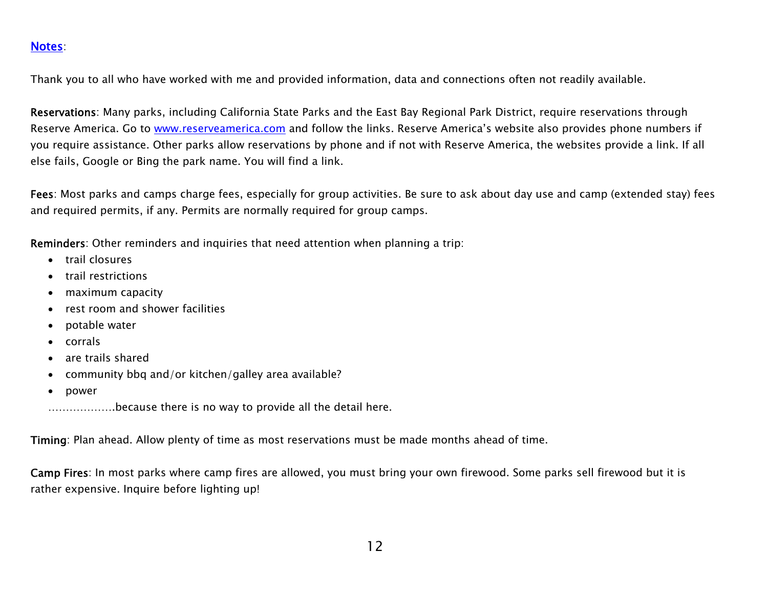[Notes](#):

Thank you to all who have worked with me and provided information, data and connections often not readily available.

**Reservations**: Many parks, including California State Parks and the East Bay Regional Park District, require reservations through Reserve America. Go to [www.reserveamerica.com](http://www.reserveamerica.com) and follow the links. Reserve America's website also provides phone numbers if you require assistance. Other parks allow reservations by phone and if not with Reserve America, the websites provide a link. If all else fails, Google or Bing the park name. You will find a link.

**Fees**: Most parks and camps charge fees, especially for group activities. Be sure to ask about day use and camp (extended stay) fees and required permits, if any. Permits are normally required for group camps.

**Reminders**: Other reminders and inquiries that need attention when planning a trip:

- trail closures
- trail restrictions
- maximum capacity
- rest room and shower facilities
- potable water
- corrals
- are trails shared
- community bbq and/or kitchen/galley area available?
- power

……………….because there is no way to provide all the detail here.

**Timing**: Plan ahead. Allow plenty of time as most reservations must be made months ahead of time.

**Camp Fires**: In most parks where camp fires are allowed, you must bring your own firewood. Some parks sell firewood but it is rather expensive. Inquire before lighting up!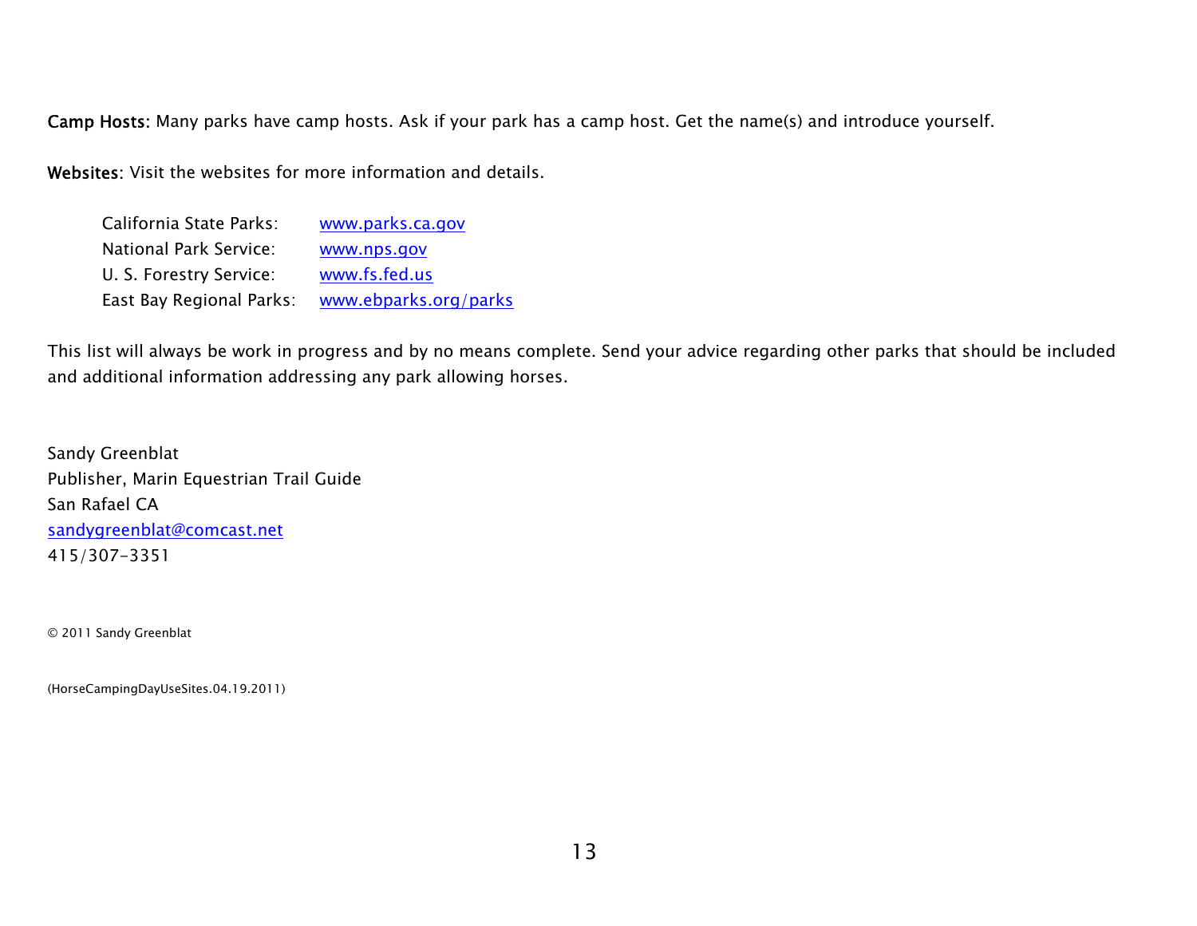**Camp Hosts:** Many parks have camp hosts. Ask if your park has a camp host. Get the name(s) and introduce yourself.

**Websites:** Visit the websites for more information and details.

| | |
|---|---|
| California State Parks: | www.parks.ca.gov |
| National Park Service: | www.nps.gov |
| U. S. Forestry Service: | www.fs.fed.us |
| East Bay Regional Parks: | www.ebparks.org/parks |

This list will always be work in progress and by no means complete. Send your advice regarding other parks that should be included and additional information addressing any park allowing horses.

Sandy Greenblat
Publisher, Marin Equestrian Trail Guide
San Rafael CA
sandygreenblat@comcast.net
415/307-3351

© 2011 Sandy Greenblat

(HorseCampingDayUseSites.04.19.2011)